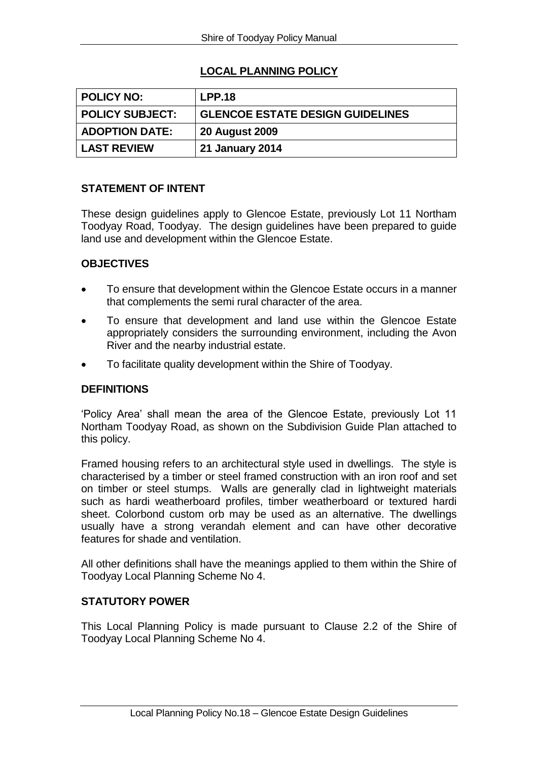## LOCAL PLANNING POLICY

| POLICY NO: | LPP.18 |
|---|---|
| POLICY SUBJECT: | GLENCOE ESTATE DESIGN GUIDELINES |
| ADOPTION DATE: | 20 August 2009 |
| LAST REVIEW | 21 January 2014 |

### STATEMENT OF INTENT

These design guidelines apply to Glencoe Estate, previously Lot 11 Northam Toodyay Road, Toodyay. The design guidelines have been prepared to guide land use and development within the Glencoe Estate.

### OBJECTIVES

- To ensure that development within the Glencoe Estate occurs in a manner that complements the semi rural character of the area.
- To ensure that development and land use within the Glencoe Estate appropriately considers the surrounding environment, including the Avon River and the nearby industrial estate.
- To facilitate quality development within the Shire of Toodyay.

### DEFINITIONS

'Policy Area' shall mean the area of the Glencoe Estate, previously Lot 11 Northam Toodyay Road, as shown on the Subdivision Guide Plan attached to this policy.

Framed housing refers to an architectural style used in dwellings. The style is characterised by a timber or steel framed construction with an iron roof and set on timber or steel stumps. Walls are generally clad in lightweight materials such as hardi weatherboard profiles, timber weatherboard or textured hardi sheet. Colorbond custom orb may be used as an alternative. The dwellings usually have a strong verandah element and can have other decorative features for shade and ventilation.

All other definitions shall have the meanings applied to them within the Shire of Toodyay Local Planning Scheme No 4.

### STATUTORY POWER

This Local Planning Policy is made pursuant to Clause 2.2 of the Shire of Toodyay Local Planning Scheme No 4.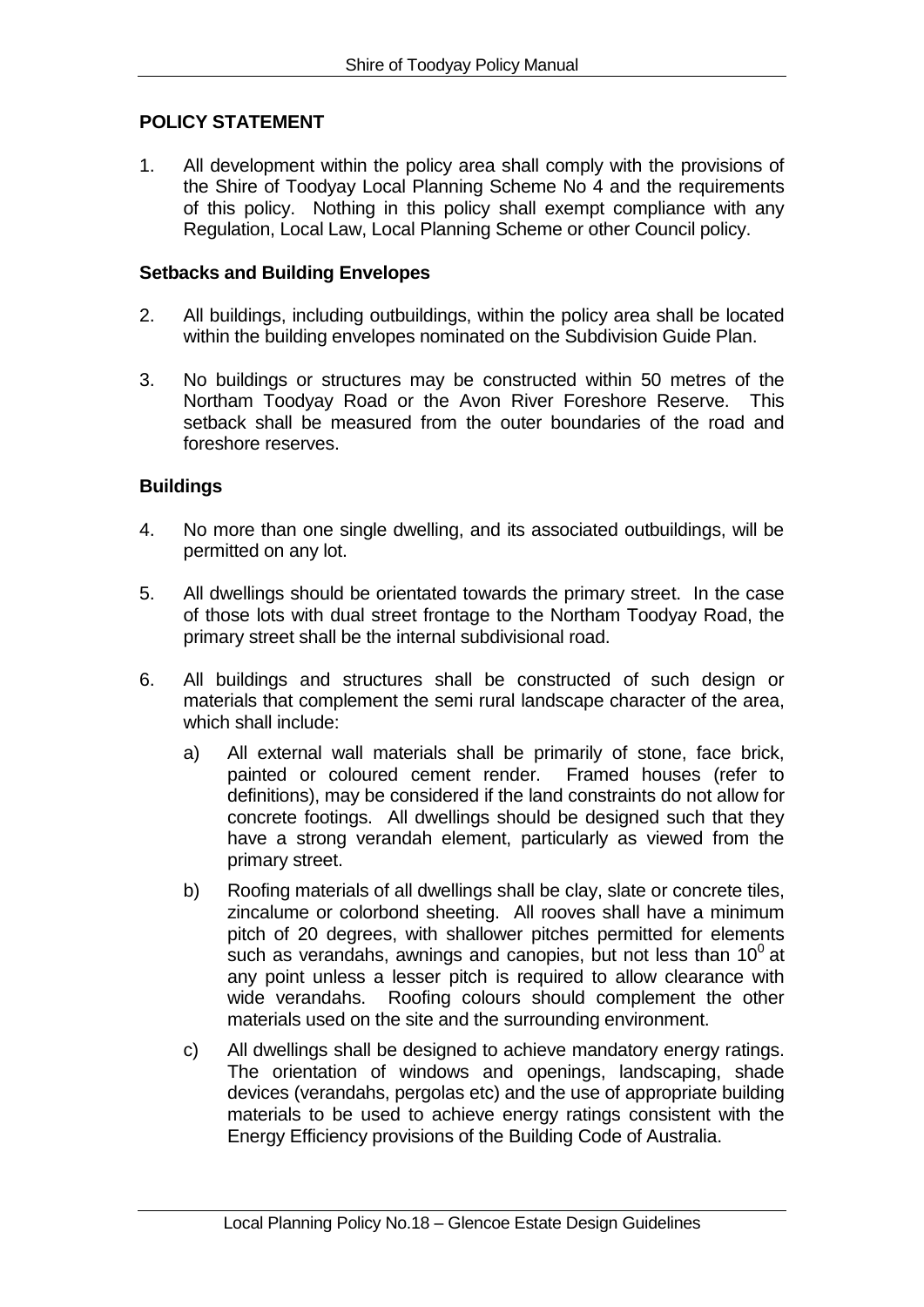## POLICY STATEMENT

1. All development within the policy area shall comply with the provisions of the Shire of Toodyay Local Planning Scheme No 4 and the requirements of this policy. Nothing in this policy shall exempt compliance with any Regulation, Local Law, Local Planning Scheme or other Council policy.

### Setbacks and Building Envelopes

2. All buildings, including outbuildings, within the policy area shall be located within the building envelopes nominated on the Subdivision Guide Plan.

3. No buildings or structures may be constructed within 50 metres of the Northam Toodyay Road or the Avon River Foreshore Reserve. This setback shall be measured from the outer boundaries of the road and foreshore reserves.

### Buildings

4. No more than one single dwelling, and its associated outbuildings, will be permitted on any lot.

5. All dwellings should be orientated towards the primary street. In the case of those lots with dual street frontage to the Northam Toodyay Road, the primary street shall be the internal subdivisional road.

6. All buildings and structures shall be constructed of such design or materials that complement the semi rural landscape character of the area, which shall include:

   a) All external wall materials shall be primarily of stone, face brick, painted or coloured cement render. Framed houses (refer to definitions), may be considered if the land constraints do not allow for concrete footings. All dwellings should be designed such that they have a strong verandah element, particularly as viewed from the primary street.

   b) Roofing materials of all dwellings shall be clay, slate or concrete tiles, zincalume or colorbond sheeting. All rooves shall have a minimum pitch of 20 degrees, with shallower pitches permitted for elements such as verandahs, awnings and canopies, but not less than $10^0$ at any point unless a lesser pitch is required to allow clearance with wide verandahs. Roofing colours should complement the other materials used on the site and the surrounding environment.

   c) All dwellings shall be designed to achieve mandatory energy ratings. The orientation of windows and openings, landscaping, shade devices (verandahs, pergolas etc) and the use of appropriate building materials to be used to achieve energy ratings consistent with the Energy Efficiency provisions of the Building Code of Australia.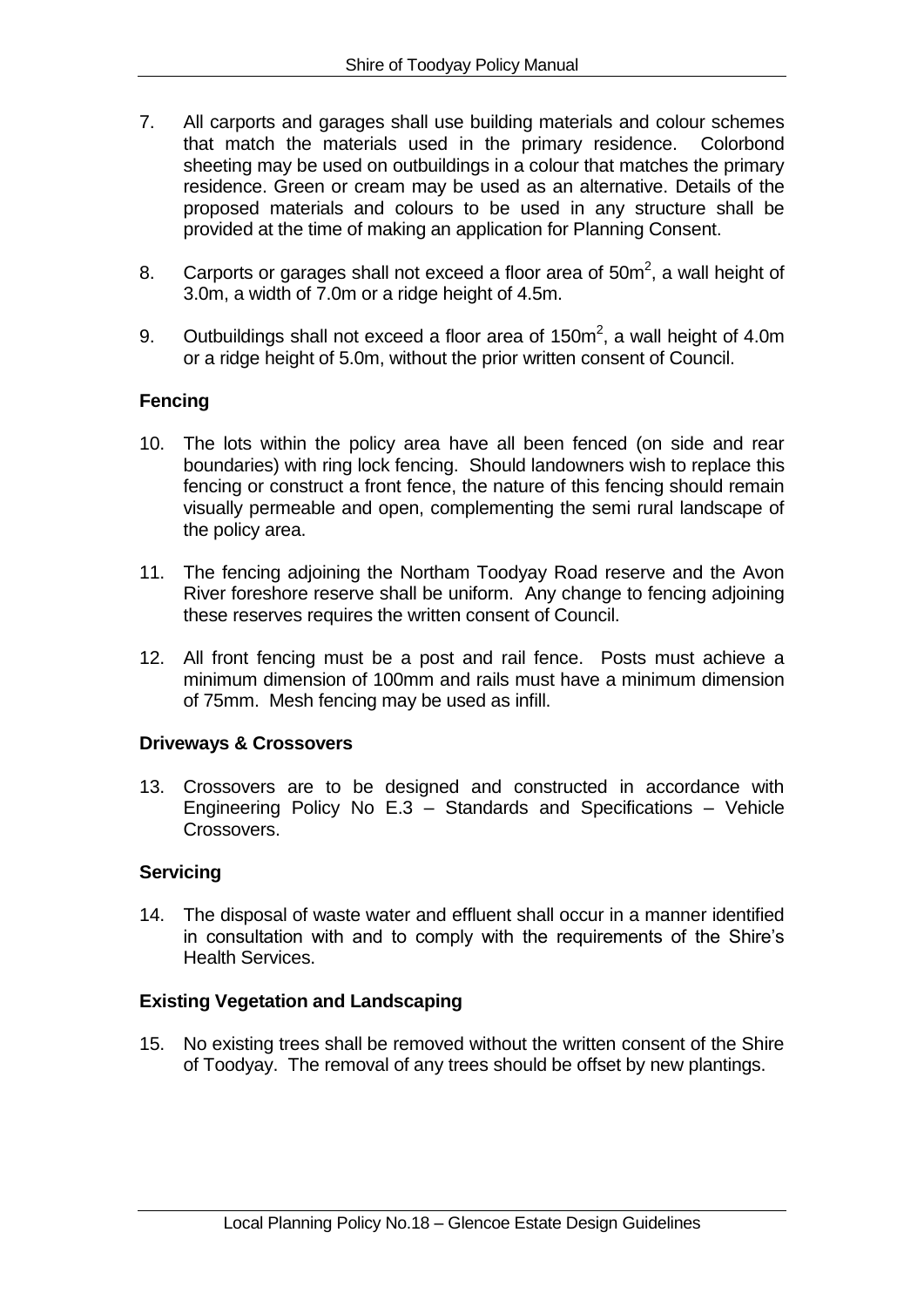7. All carports and garages shall use building materials and colour schemes that match the materials used in the primary residence. Colorbond sheeting may be used on outbuildings in a colour that matches the primary residence. Green or cream may be used as an alternative. Details of the proposed materials and colours to be used in any structure shall be provided at the time of making an application for Planning Consent.

8. Carports or garages shall not exceed a floor area of $50m^2$, a wall height of 3.0m, a width of 7.0m or a ridge height of 4.5m.

9. Outbuildings shall not exceed a floor area of $150m^2$, a wall height of 4.0m or a ridge height of 5.0m, without the prior written consent of Council.

**Fencing**

10. The lots within the policy area have all been fenced (on side and rear boundaries) with ring lock fencing. Should landowners wish to replace this fencing or construct a front fence, the nature of this fencing should remain visually permeable and open, complementing the semi rural landscape of the policy area.

11. The fencing adjoining the Northam Toodyay Road reserve and the Avon River foreshore reserve shall be uniform. Any change to fencing adjoining these reserves requires the written consent of Council.

12. All front fencing must be a post and rail fence. Posts must achieve a minimum dimension of 100mm and rails must have a minimum dimension of 75mm. Mesh fencing may be used as infill.

**Driveways & Crossovers**

13. Crossovers are to be designed and constructed in accordance with Engineering Policy No E.3 – Standards and Specifications – Vehicle Crossovers.

**Servicing**

14. The disposal of waste water and effluent shall occur in a manner identified in consultation with and to comply with the requirements of the Shire's Health Services.

**Existing Vegetation and Landscaping**

15. No existing trees shall be removed without the written consent of the Shire of Toodyay. The removal of any trees should be offset by new plantings.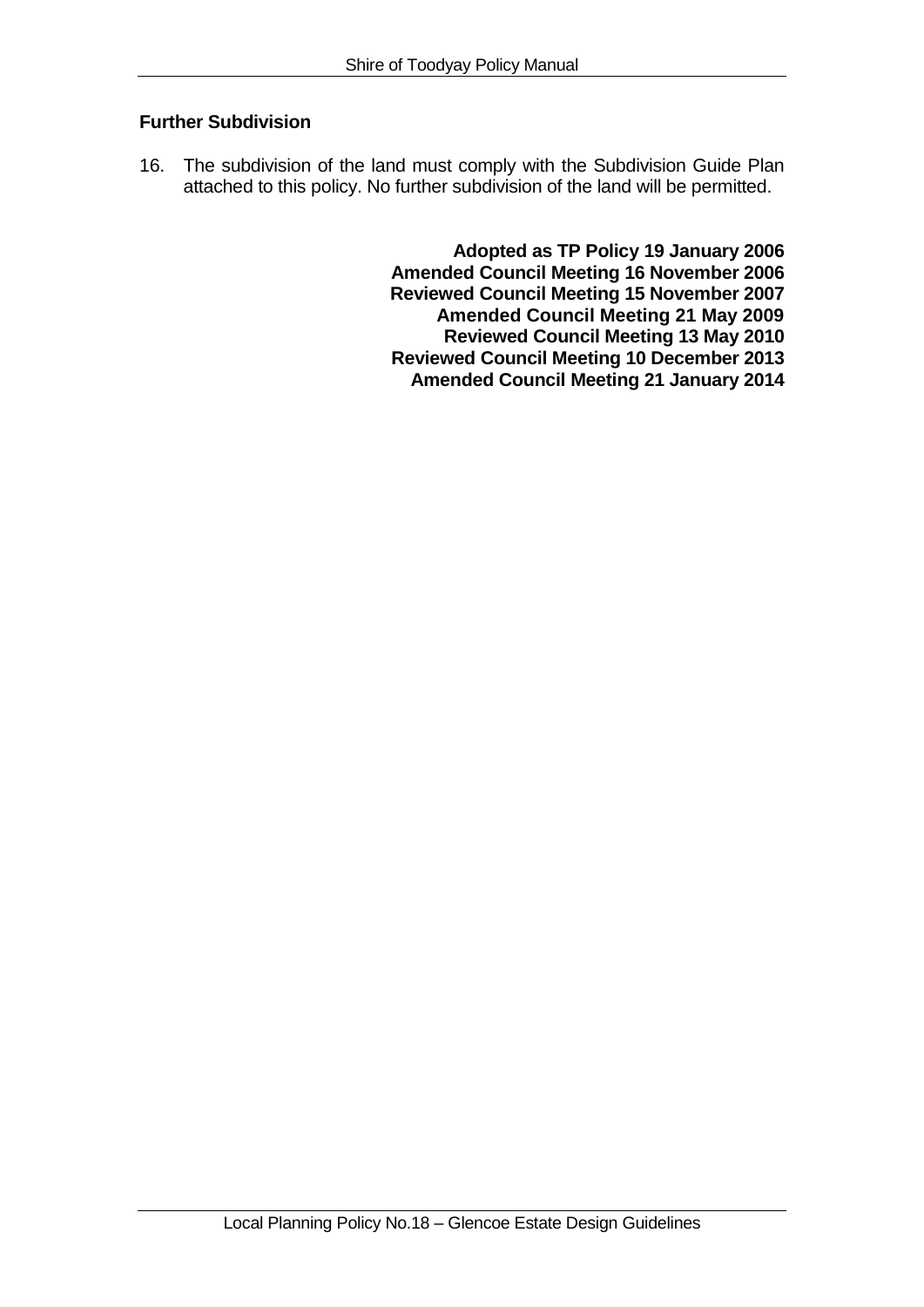**Further Subdivision**

16. The subdivision of the land must comply with the Subdivision Guide Plan attached to this policy. No further subdivision of the land will be permitted.

**Adopted as TP Policy 19 January 2006**
**Amended Council Meeting 16 November 2006**
**Reviewed Council Meeting 15 November 2007**
**Amended Council Meeting 21 May 2009**
**Reviewed Council Meeting 13 May 2010**
**Reviewed Council Meeting 10 December 2013**
**Amended Council Meeting 21 January 2014**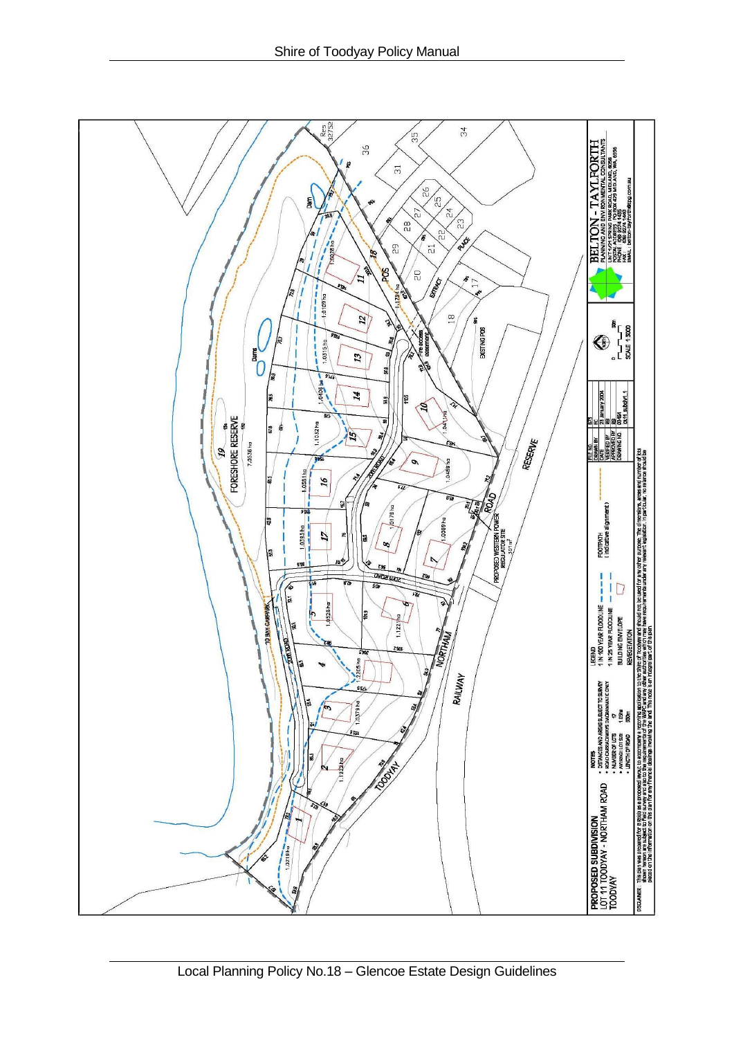PROPOSED SUBDIVISION
LOT 11 TOODYAY - NORTHAM ROAD
TOODYAY

NOTES
- DISTANCES AND AREAS SUBJECT TO SURVEY
- ROAD CARRIAGEWAYS DIAGRAMMATIC ONLY
- NUMBER OF LOTS 17

LEGEND
1 IN 100 YEAR FLOODLINE
1 IN 25 YEAR FLOODLINE
BUILDING ENVELOPE
REVEGETATION
FOOTPATH (indicative alignment)

DATE 21 January 2004

SCALE 1:3000

BELTON - TAYLFORTH
PLANNING AND ENVIRONMENTAL CONSULTANTS

FORESHORE RESERVE
19
7.3536 ha

TOODYAY NORTHAM ROAD

RAILWAY

RESERVE

PROPOSED WESTERN POWER REGULATOR SITE

EXISTING POS

POS

Fire access easement

10 BAY CARPARK

20m ROAD

Dam

Dams

DISCLAIMER: This plan was prepared for & solely as a proposed layout to accompany a rezoning application to the Shire of Toodyay and should not be used for any other purpose. The dimensions, areas and number of lots shown hereon are subject to Field survey and also to the requirements of the WAPC and any other authorities which may have requirements under any relevant legislation. In particular, no reliance should be placed on the information on this plan for any financial dealings involving the land. This note is an integral part of the plan.